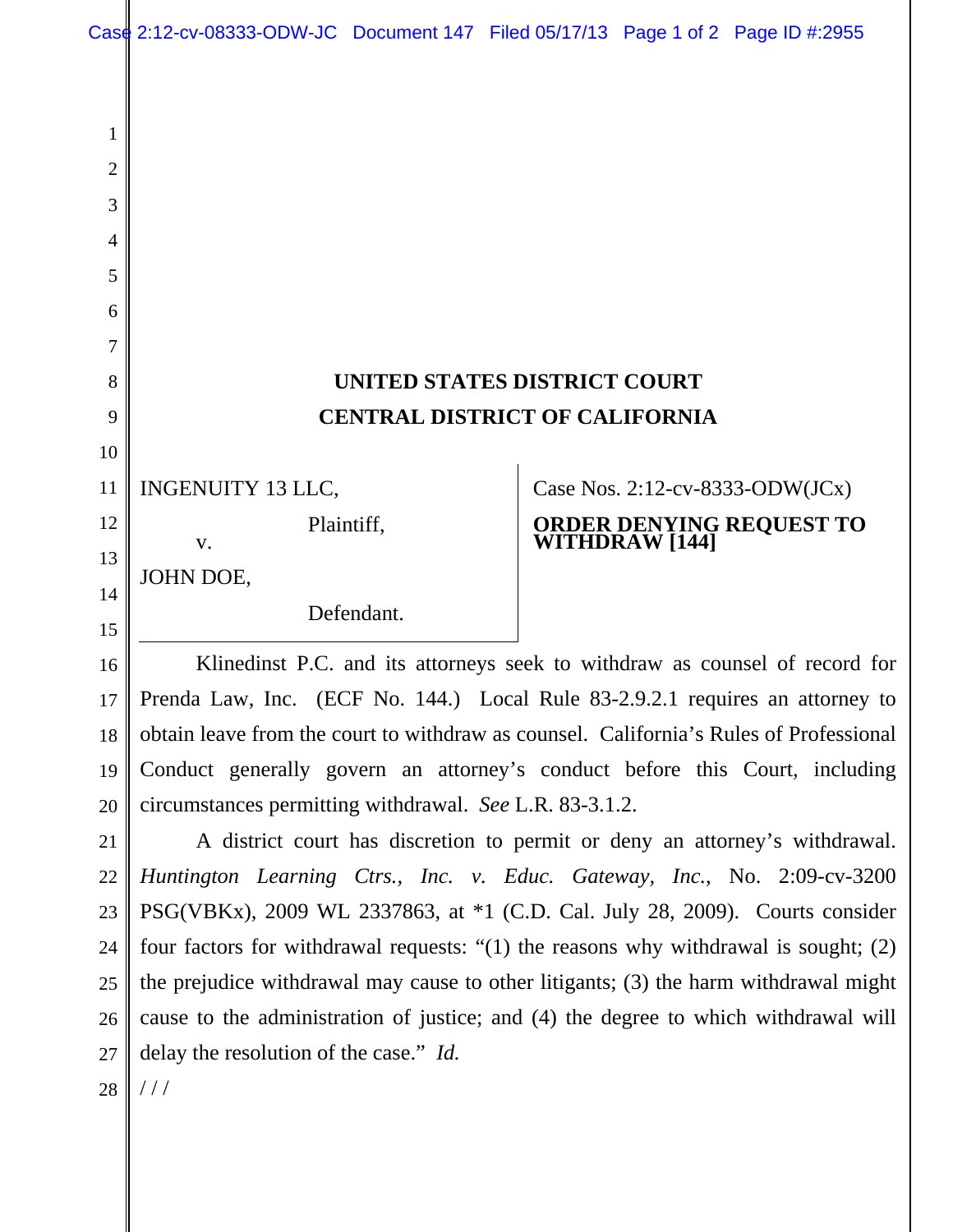# UNITED STATES DISTRICT COURT
# CENTRAL DISTRICT OF CALIFORNIA

| | |
|---|---|
| INGENUITY 13 LLC,<br>Plaintiff,<br>v.<br>JOHN DOE,<br>Defendant. | Case Nos. 2:12-cv-8333-ODW(JCx)<br>**ORDER DENYING REQUEST TO WITHDRAW [144]** |

Klinedinst P.C. and its attorneys seek to withdraw as counsel of record for Prenda Law, Inc. (ECF No. 144.) Local Rule 83-2.9.2.1 requires an attorney to obtain leave from the court to withdraw as counsel. California's Rules of Professional Conduct generally govern an attorney's conduct before this Court, including circumstances permitting withdrawal. *See* L.R. 83-3.1.2.

A district court has discretion to permit or deny an attorney's withdrawal. *Huntington Learning Ctrs., Inc. v. Educ. Gateway, Inc.*, No. 2:09-cv-3200 PSG(VBKx), 2009 WL 2337863, at *1 (C.D. Cal. July 28, 2009). Courts consider four factors for withdrawal requests: "(1) the reasons why withdrawal is sought; (2) the prejudice withdrawal may cause to other litigants; (3) the harm withdrawal might cause to the administration of justice; and (4) the degree to which withdrawal will delay the resolution of the case." *Id.*

/ / /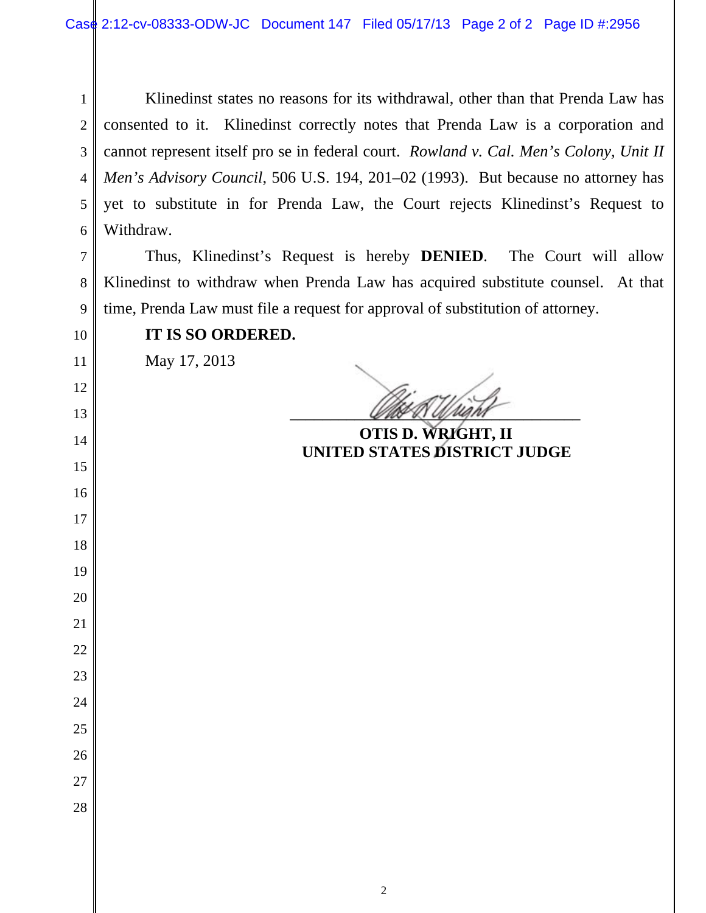Klinedinst states no reasons for its withdrawal, other than that Prenda Law has consented to it. Klinedinst correctly notes that Prenda Law is a corporation and cannot represent itself pro se in federal court. *Rowland v. Cal. Men's Colony, Unit II Men's Advisory Council*, 506 U.S. 194, 201–02 (1993). But because no attorney has yet to substitute in for Prenda Law, the Court rejects Klinedinst's Request to Withdraw.

Thus, Klinedinst's Request is hereby **DENIED**. The Court will allow Klinedinst to withdraw when Prenda Law has acquired substitute counsel. At that time, Prenda Law must file a request for approval of substitution of attorney.

**IT IS SO ORDERED.**

May 17, 2013

**OTIS D. WRIGHT, II**
**UNITED STATES DISTRICT JUDGE**